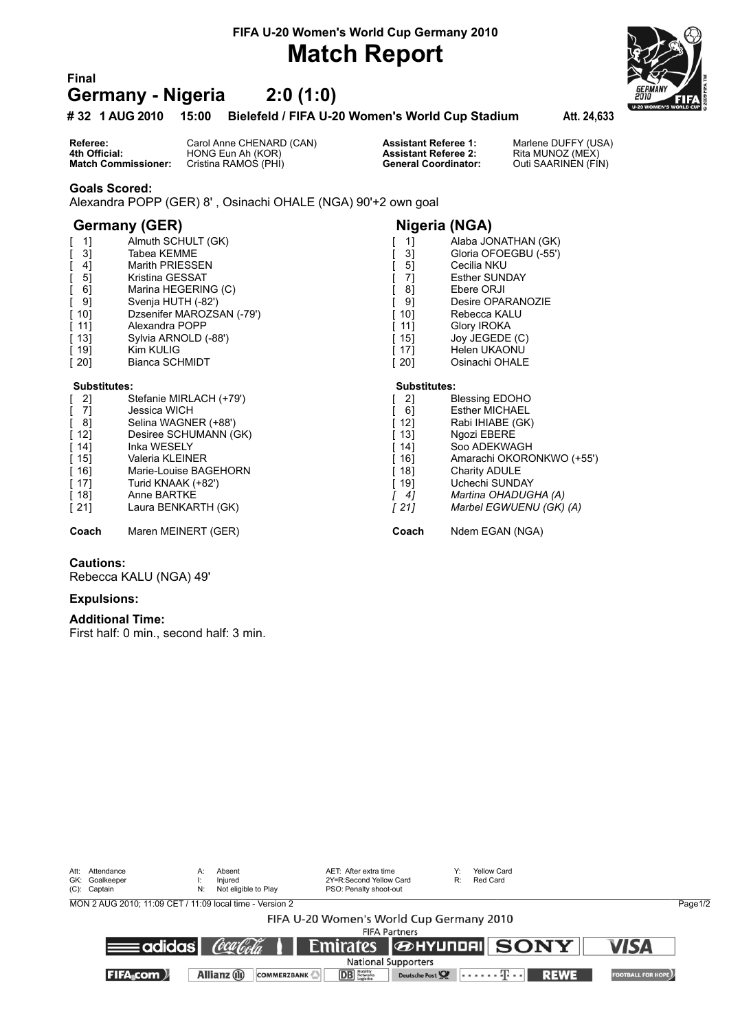FIFA U-20 Women's World Cup Germany 2010

# Match Report

**Final**

## Germany - Nigeria 2:0 (1:0)

**# 32 1 AUG 2010 15:00 Bielefeld / FIFA U-20 Women's World Cup Stadium Att. 24,633**

| | | | |
|---|---|---|---|
| **Referee:** | Carol Anne CHENARD (CAN) | **Assistant Referee 1:** | Marlene DUFFY (USA) |
| **4th Official:** | HONG Eun Ah (KOR) | **Assistant Referee 2:** | Rita MUNOZ (MEX) |
| **Match Commissioner:** | Cristina RAMOS (PHI) | **General Coordinator:** | Outi SAARINEN (FIN) |

**Goals Scored:**
Alexandra POPP (GER) 8' , Osinachi OHALE (NGA) 90'+2 own goal

### Germany (GER)

| No. | Player |
|---|---|
| [ 1] | Almuth SCHULT (GK) |
| [ 3] | Tabea KEMME |
| [ 4] | Marith PRIESSEN |
| [ 5] | Kristina GESSAT |
| [ 6] | Marina HEGERING (C) |
| [ 9] | Svenja HUTH (-82') |
| [ 10] | Dzsenifer MAROZSAN (-79') |
| [ 11] | Alexandra POPP |
| [ 13] | Sylvia ARNOLD (-88') |
| [ 19] | Kim KULIG |
| [ 20] | Bianca SCHMIDT |

**Substitutes:**

| No. | Player |
|---|---|
| [ 2] | Stefanie MIRLACH (+79') |
| [ 7] | Jessica WICH |
| [ 8] | Selina WAGNER (+88') |
| [ 12] | Desiree SCHUMANN (GK) |
| [ 14] | Inka WESELY |
| [ 15] | Valeria KLEINER |
| [ 16] | Marie-Louise BAGEHORN |
| [ 17] | Turid KNAAK (+82') |
| [ 18] | Anne BARTKE |
| [ 21] | Laura BENKARTH (GK) |

**Coach** Maren MEINERT (GER)

### Nigeria (NGA)

| No. | Player |
|---|---|
| [ 1] | Alaba JONATHAN (GK) |
| [ 3] | Gloria OFOEGBU (-55') |
| [ 5] | Cecilia NKU |
| [ 7] | Esther SUNDAY |
| [ 8] | Ebere ORJI |
| [ 9] | Desire OPARANOZIE |
| [ 10] | Rebecca KALU |
| [ 11] | Glory IROKA |
| [ 15] | Joy JEGEDE (C) |
| [ 17] | Helen UKAONU |
| [ 20] | Osinachi OHALE |

**Substitutes:**

| No. | Player |
|---|---|
| [ 2] | Blessing EDOHO |
| [ 6] | Esther MICHAEL |
| [ 12] | Rabi IHIABE (GK) |
| [ 13] | Ngozi EBERE |
| [ 14] | Soo ADEKWAGH |
| [ 16] | Amarachi OKORONKWO (+55') |
| [ 18] | Charity ADULE |
| [ 19] | Uchechi SUNDAY |
| *[ 4]* | *Martina OHADUGHA (A)* |
| *[ 21]* | *Marbel EGWUENU (GK) (A)* |

**Coach** Ndem EGAN (NGA)

**Cautions:**
Rebecca KALU (NGA) 49'

**Expulsions:**

**Additional Time:**
First half: 0 min., second half: 3 min.

| | | | |
|---|---|---|---|
| Att: Attendance | A: Absent | AET: After extra time | Y: Yellow Card |
| GK: Goalkeeper | I: Injured | 2Y=R:Second Yellow Card | R: Red Card |
| (C): Captain | N: Not eligible to Play | PSO: Penalty shoot-out | |

MON 2 AUG 2010; 11:09 CET / 11:09 local time - Version 2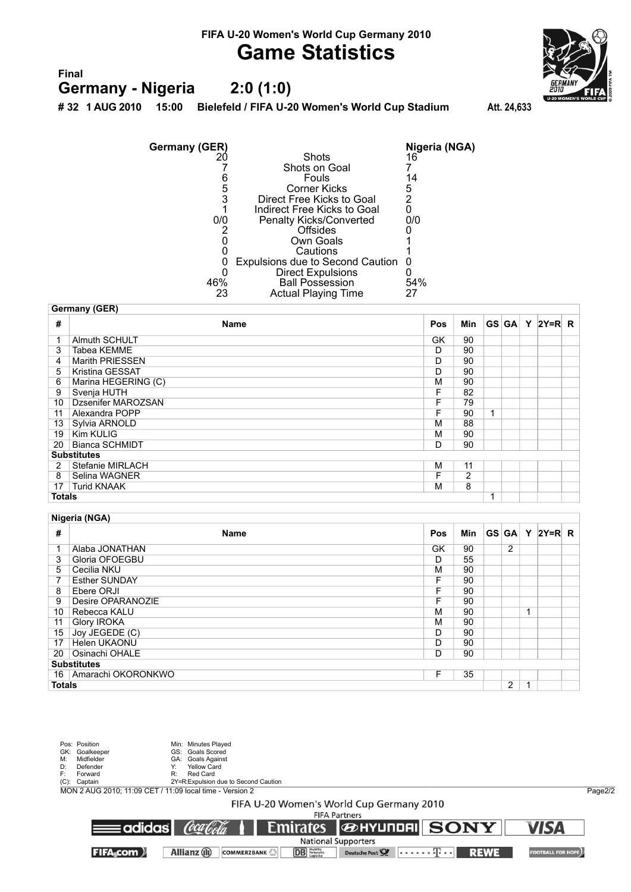FIFA U-20 Women's World Cup Germany 2010

# Game Statistics

**Final**

## Germany - Nigeria 2:0 (1:0)

**# 32 1 AUG 2010 15:00 Bielefeld / FIFA U-20 Women's World Cup Stadium Att. 24,633**

| Germany (GER) | | Nigeria (NGA) |
|---|---|---|
| 20 | Shots | 16 |
| 7 | Shots on Goal | 7 |
| 6 | Fouls | 14 |
| 5 | Corner Kicks | 5 |
| 3 | Direct Free Kicks to Goal | 2 |
| 1 | Indirect Free Kicks to Goal | 0 |
| 0/0 | Penalty Kicks/Converted | 0/0 |
| 2 | Offsides | 0 |
| 0 | Own Goals | 1 |
| 0 | Cautions | 1 |
| 0 | Expulsions due to Second Caution | 0 |
| 0 | Direct Expulsions | 0 |
| 46% | Ball Possession | 54% |
| 23 | Actual Playing Time | 27 |

**Germany (GER)**

| # | Name | Pos | Min | GS | GA | Y | 2Y=R | R |
|---|---|---|---|---|---|---|---|---|
| 1 | Almuth SCHULT | GK | 90 | | | | | |
| 3 | Tabea KEMME | D | 90 | | | | | |
| 4 | Marith PRIESSEN | D | 90 | | | | | |
| 5 | Kristina GESSAT | D | 90 | | | | | |
| 6 | Marina HEGERING (C) | M | 90 | | | | | |
| 9 | Svenja HUTH | F | 82 | | | | | |
| 10 | Dzsenifer MAROZSAN | F | 79 | | | | | |
| 11 | Alexandra POPP | F | 90 | 1 | | | | |
| 13 | Sylvia ARNOLD | M | 88 | | | | | |
| 19 | Kim KULIG | M | 90 | | | | | |
| 20 | Bianca SCHMIDT | D | 90 | | | | | |
| **Substitutes** | | | | | | | | |
| 2 | Stefanie MIRLACH | M | 11 | | | | | |
| 8 | Selina WAGNER | F | 2 | | | | | |
| 17 | Turid KNAAK | M | 8 | | | | | |
| **Totals** | | | | 1 | | | | |

**Nigeria (NGA)**

| # | Name | Pos | Min | GS | GA | Y | 2Y=R | R |
|---|---|---|---|---|---|---|---|---|
| 1 | Alaba JONATHAN | GK | 90 | | 2 | | | |
| 3 | Gloria OFOEGBU | D | 55 | | | | | |
| 5 | Cecilia NKU | M | 90 | | | | | |
| 7 | Esther SUNDAY | F | 90 | | | | | |
| 8 | Ebere ORJI | F | 90 | | | | | |
| 9 | Desire OPARANOZIE | F | 90 | | | | | |
| 10 | Rebecca KALU | M | 90 | | | 1 | | |
| 11 | Glory IROKA | M | 90 | | | | | |
| 15 | Joy JEGEDE (C) | D | 90 | | | | | |
| 17 | Helen UKAONU | D | 90 | | | | | |
| 20 | Osinachi OHALE | D | 90 | | | | | |
| **Substitutes** | | | | | | | | |
| 16 | Amarachi OKORONKWO | F | 35 | | | | | |
| **Totals** | | | | | 2 | 1 | | |

Pos: Position
GK: Goalkeeper
M: Midfielder
D: Defender
F: Forward
(C): Captain

Min: Minutes Played
GS: Goals Scored
GA: Goals Against
Y: Yellow Card
R: Red Card
2Y=R: Expulsion due to Second Caution

MON 2 AUG 2010; 11:09 CET / 11:09 local time - Version 2

FIFA U-20 Women's World Cup Germany 2010

FIFA Partners

National Supporters